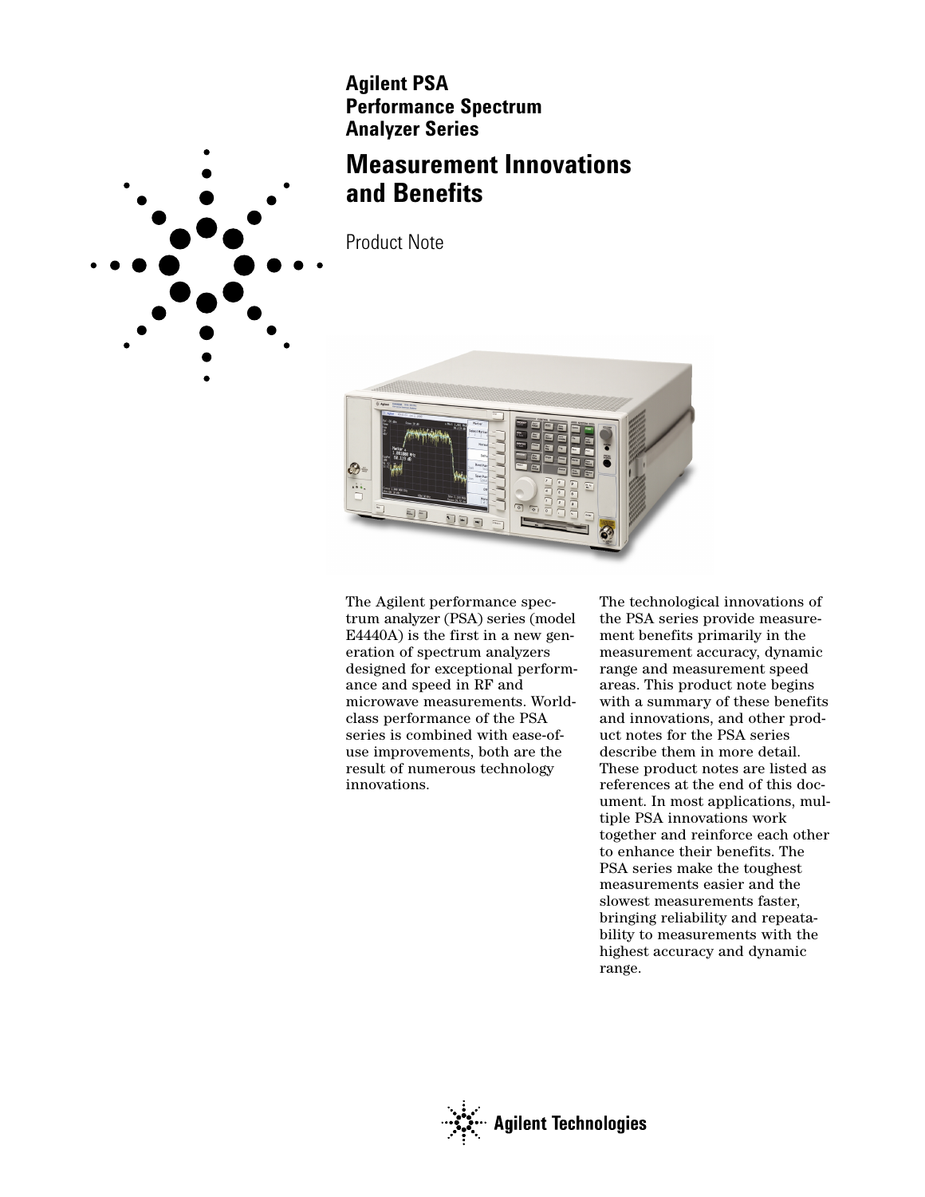# Agilent PSA Performance Spectrum Analyzer Series

## Measurement Innovations and Benefits

Product Note

The Agilent performance spectrum analyzer (PSA) series (model E4440A) is the first in a new generation of spectrum analyzers designed for exceptional performance and speed in RF and microwave measurements. World-class performance of the PSA series is combined with ease-of-use improvements, both are the result of numerous technology innovations.

The technological innovations of the PSA series provide measurement benefits primarily in the measurement accuracy, dynamic range and measurement speed areas. This product note begins with a summary of these benefits and innovations, and other product notes for the PSA series describe them in more detail. These product notes are listed as references at the end of this document. In most applications, multiple PSA innovations work together and reinforce each other to enhance their benefits. The PSA series make the toughest measurements easier and the slowest measurements faster, bringing reliability and repeatability to measurements with the highest accuracy and dynamic range.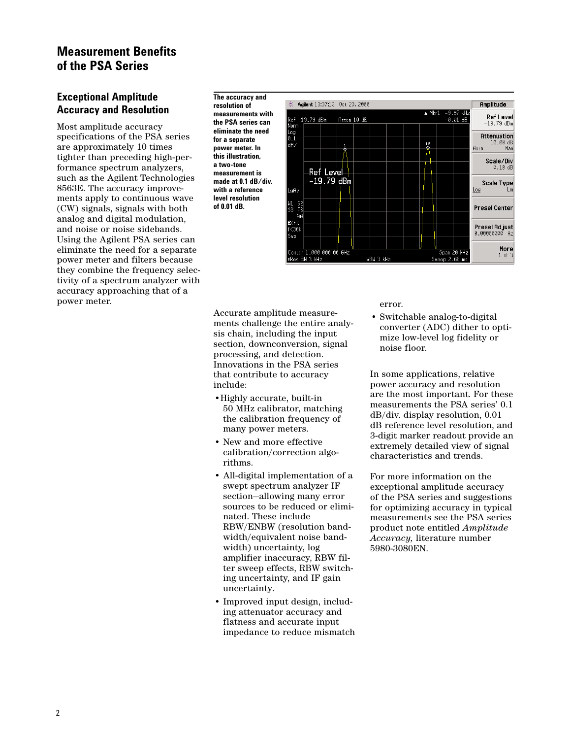# Measurement Benefits of the PSA Series

## Exceptional Amplitude Accuracy and Resolution

Most amplitude accuracy specifications of the PSA series are approximately 10 times tighter than preceding high-performance spectrum analyzers, such as the Agilent Technologies 8563E. The accuracy improvements apply to continuous wave (CW) signals, signals with both analog and digital modulation, and noise or noise sidebands. Using the Agilent PSA series can eliminate the need for a separate power meter and filters because they combine the frequency selectivity of a spectrum analyzer with accuracy approaching that of a power meter.

**The accuracy and resolution of measurements with the PSA series can eliminate the need for a separate power meter. In this illustration, a two-tone measurement is made at 0.1 dB/div. with a reference level resolution of 0.01 dB.**

Accurate amplitude measurements challenge the entire analysis chain, including the input section, downconversion, signal processing, and detection. Innovations in the PSA series that contribute to accuracy include:

- Highly accurate, built-in 50 MHz calibrator, matching the calibration frequency of many power meters.
- New and more effective calibration/correction algorithms.
- All-digital implementation of a swept spectrum analyzer IF section—allowing many error sources to be reduced or eliminated. These include RBW/ENBW (resolution bandwidth/equivalent noise bandwidth) uncertainty, log amplifier inaccuracy, RBW filter sweep effects, RBW switching uncertainty, and IF gain uncertainty.
- Improved input design, including attenuator accuracy and flatness and accurate input impedance to reduce mismatch error.
- Switchable analog-to-digital converter (ADC) dither to optimize low-level log fidelity or noise floor.

In some applications, relative power accuracy and resolution are the most important. For these measurements the PSA series' 0.1 dB/div. display resolution, 0.01 dB reference level resolution, and 3-digit marker readout provide an extremely detailed view of signal characteristics and trends.

For more information on the exceptional amplitude accuracy of the PSA series and suggestions for optimizing accuracy in typical measurements see the PSA series product note entitled *Amplitude Accuracy,* literature number 5980-3080EN.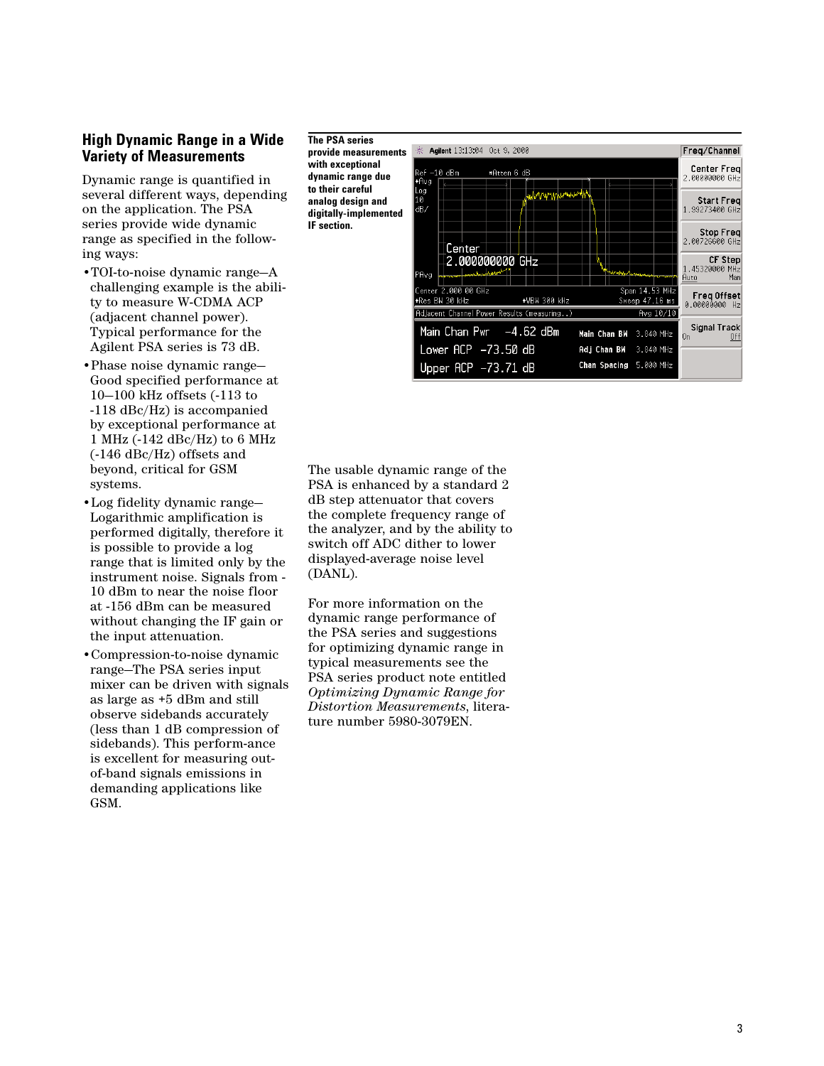## High Dynamic Range in a Wide Variety of Measurements

Dynamic range is quantified in several different ways, depending on the application. The PSA series provide wide dynamic range as specified in the following ways:

- TOI-to-noise dynamic range—A challenging example is the ability to measure W-CDMA ACP (adjacent channel power). Typical performance for the Agilent PSA series is 73 dB.
- Phase noise dynamic range—Good specified performance at 10—100 kHz offsets (-113 to -118 dBc/Hz) is accompanied by exceptional performance at 1 MHz (-142 dBc/Hz) to 6 MHz (-146 dBc/Hz) offsets and beyond, critical for GSM systems.
- Log fidelity dynamic range—Logarithmic amplification is performed digitally, therefore it is possible to provide a log range that is limited only by the instrument noise. Signals from -10 dBm to near the noise floor at -156 dBm can be measured without changing the IF gain or the input attenuation.
- Compression-to-noise dynamic range—The PSA series input mixer can be driven with signals as large as +5 dBm and still observe sidebands accurately (less than 1 dB compression of sidebands). This perform-ance is excellent for measuring out-of-band signals emissions in demanding applications like GSM.

**The PSA series provide measurements with exceptional dynamic range due to their careful analog design and digitally-implemented IF section.**

The usable dynamic range of the PSA is enhanced by a standard 2 dB step attenuator that covers the complete frequency range of the analyzer, and by the ability to switch off ADC dither to lower displayed-average noise level (DANL).

For more information on the dynamic range performance of the PSA series and suggestions for optimizing dynamic range in typical measurements see the PSA series product note entitled *Optimizing Dynamic Range for Distortion Measurements*, literature number 5980-3079EN.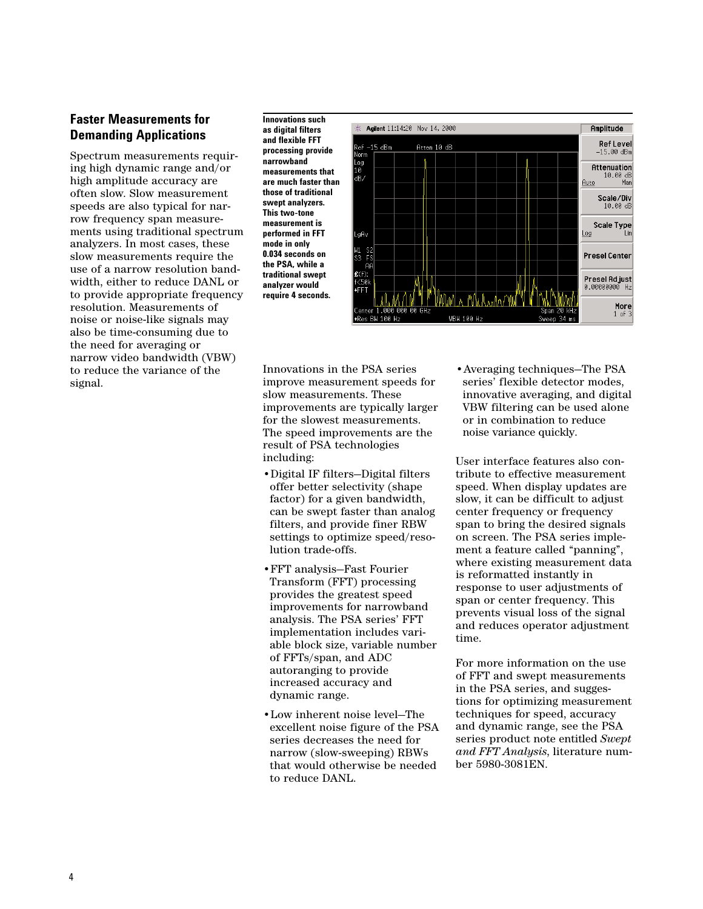## Faster Measurements for Demanding Applications

Spectrum measurements requiring high dynamic range and/or high amplitude accuracy are often slow. Slow measurement speeds are also typical for narrow frequency span measurements using traditional spectrum analyzers. In most cases, these slow measurements require the use of a narrow resolution bandwidth, either to reduce DANL or to provide appropriate frequency resolution. Measurements of noise or noise-like signals may also be time-consuming due to the need for averaging or narrow video bandwidth (VBW) to reduce the variance of the signal.

**Innovations such as digital filters and flexible FFT processing provide narrowband measurements that are much faster than those of traditional swept analyzers. This two-tone measurement is performed in FFT mode in only 0.034 seconds on the PSA, while a traditional swept analyzer would require 4 seconds.**

Innovations in the PSA series improve measurement speeds for slow measurements. These improvements are typically larger for the slowest measurements. The speed improvements are the result of PSA technologies including:

- Digital IF filters—Digital filters offer better selectivity (shape factor) for a given bandwidth, can be swept faster than analog filters, and provide finer RBW settings to optimize speed/resolution trade-offs.
- FFT analysis—Fast Fourier Transform (FFT) processing provides the greatest speed improvements for narrowband analysis. The PSA series' FFT implementation includes variable block size, variable number of FFTs/span, and ADC autoranging to provide increased accuracy and dynamic range.
- Low inherent noise level—The excellent noise figure of the PSA series decreases the need for narrow (slow-sweeping) RBWs that would otherwise be needed to reduce DANL.
- Averaging techniques—The PSA series' flexible detector modes, innovative averaging, and digital VBW filtering can be used alone or in combination to reduce noise variance quickly.

User interface features also contribute to effective measurement speed. When display updates are slow, it can be difficult to adjust center frequency or frequency span to bring the desired signals on screen. The PSA series implement a feature called "panning", where existing measurement data is reformatted instantly in response to user adjustments of span or center frequency. This prevents visual loss of the signal and reduces operator adjustment time.

For more information on the use of FFT and swept measurements in the PSA series, and suggestions for optimizing measurement techniques for speed, accuracy and dynamic range, see the PSA series product note entitled *Swept and FFT Analysis*, literature number 5980-3081EN.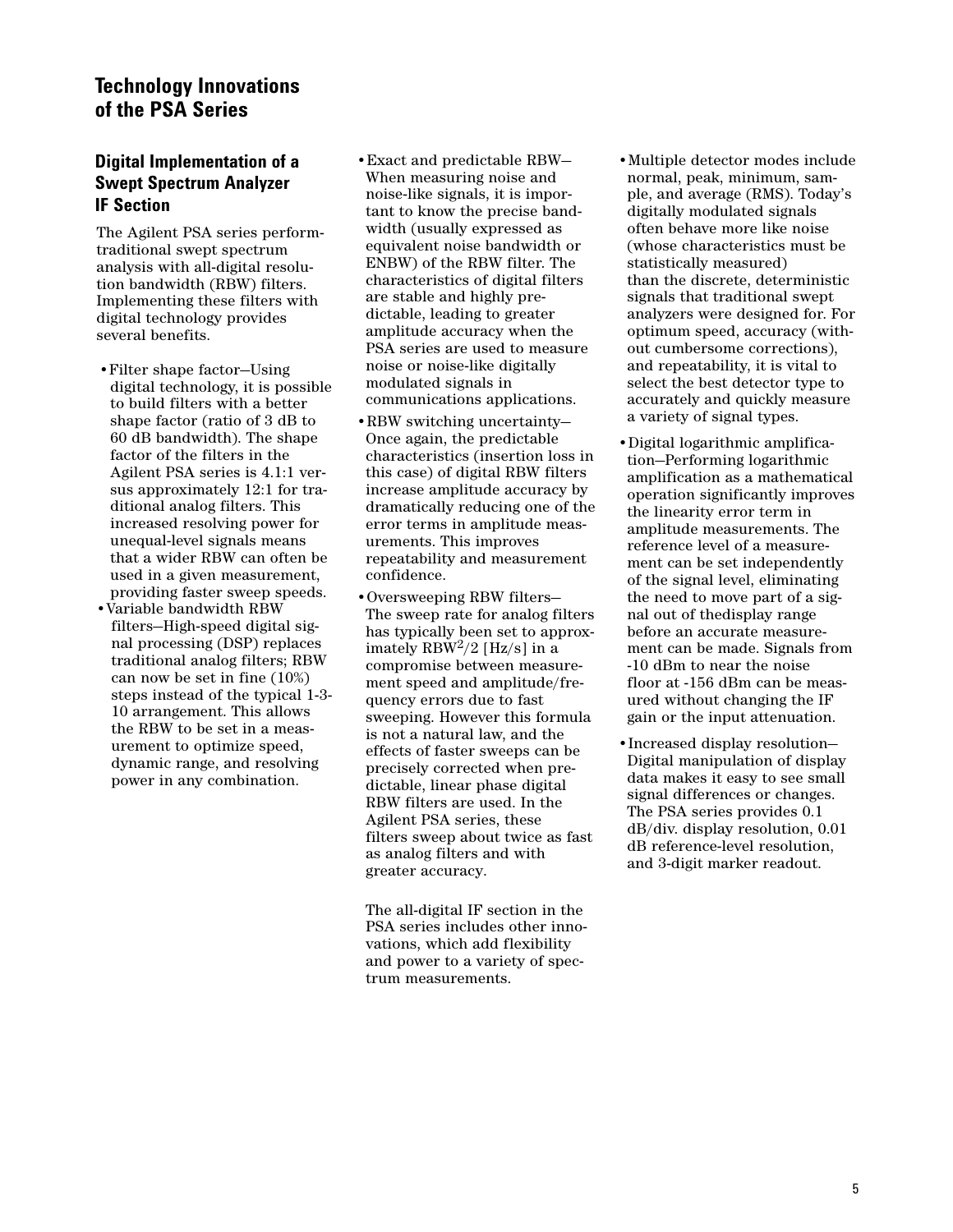# Technology Innovations of the PSA Series

## Digital Implementation of a Swept Spectrum Analyzer IF Section

The Agilent PSA series performtraditional swept spectrum analysis with all-digital resolution bandwidth (RBW) filters. Implementing these filters with digital technology provides several benefits.

- Filter shape factor—Using digital technology, it is possible to build filters with a better shape factor (ratio of 3 dB to 60 dB bandwidth). The shape factor of the filters in the Agilent PSA series is 4.1:1 versus approximately 12:1 for traditional analog filters. This increased resolving power for unequal-level signals means that a wider RBW can often be used in a given measurement, providing faster sweep speeds.
- Variable bandwidth RBW filters—High-speed digital signal processing (DSP) replaces traditional analog filters; RBW can now be set in fine (10%) steps instead of the typical 1-3-10 arrangement. This allows the RBW to be set in a measurement to optimize speed, dynamic range, and resolving power in any combination.
- Exact and predictable RBW—When measuring noise and noise-like signals, it is important to know the precise bandwidth (usually expressed as equivalent noise bandwidth or ENBW) of the RBW filter. The characteristics of digital filters are stable and highly predictable, leading to greater amplitude accuracy when the PSA series are used to measure noise or noise-like digitally modulated signals in communications applications.
- RBW switching uncertainty—Once again, the predictable characteristics (insertion loss in this case) of digital RBW filters increase amplitude accuracy by dramatically reducing one of the error terms in amplitude measurements. This improves repeatability and measurement confidence.
- Oversweeping RBW filters—The sweep rate for analog filters has typically been set to approximately $RBW^2/2$ [Hz/s] in a compromise between measurement speed and amplitude/frequency errors due to fast sweeping. However this formula is not a natural law, and the effects of faster sweeps can be precisely corrected when predictable, linear phase digital RBW filters are used. In the Agilent PSA series, these filters sweep about twice as fast as analog filters and with greater accuracy.

The all-digital IF section in the PSA series includes other innovations, which add flexibility and power to a variety of spectrum measurements.

- Multiple detector modes include normal, peak, minimum, sample, and average (RMS). Today's digitally modulated signals often behave more like noise (whose characteristics must be statistically measured) than the discrete, deterministic signals that traditional swept analyzers were designed for. For optimum speed, accuracy (without cumbersome corrections), and repeatability, it is vital to select the best detector type to accurately and quickly measure a variety of signal types.
- Digital logarithmic amplification—Performing logarithmic amplification as a mathematical operation significantly improves the linearity error term in amplitude measurements. The reference level of a measurement can be set independently of the signal level, eliminating the need to move part of a signal out of thedisplay range before an accurate measurement can be made. Signals from -10 dBm to near the noise floor at -156 dBm can be measured without changing the IF gain or the input attenuation.
- Increased display resolution—Digital manipulation of display data makes it easy to see small signal differences or changes. The PSA series provides 0.1 dB/div. display resolution, 0.01 dB reference-level resolution, and 3-digit marker readout.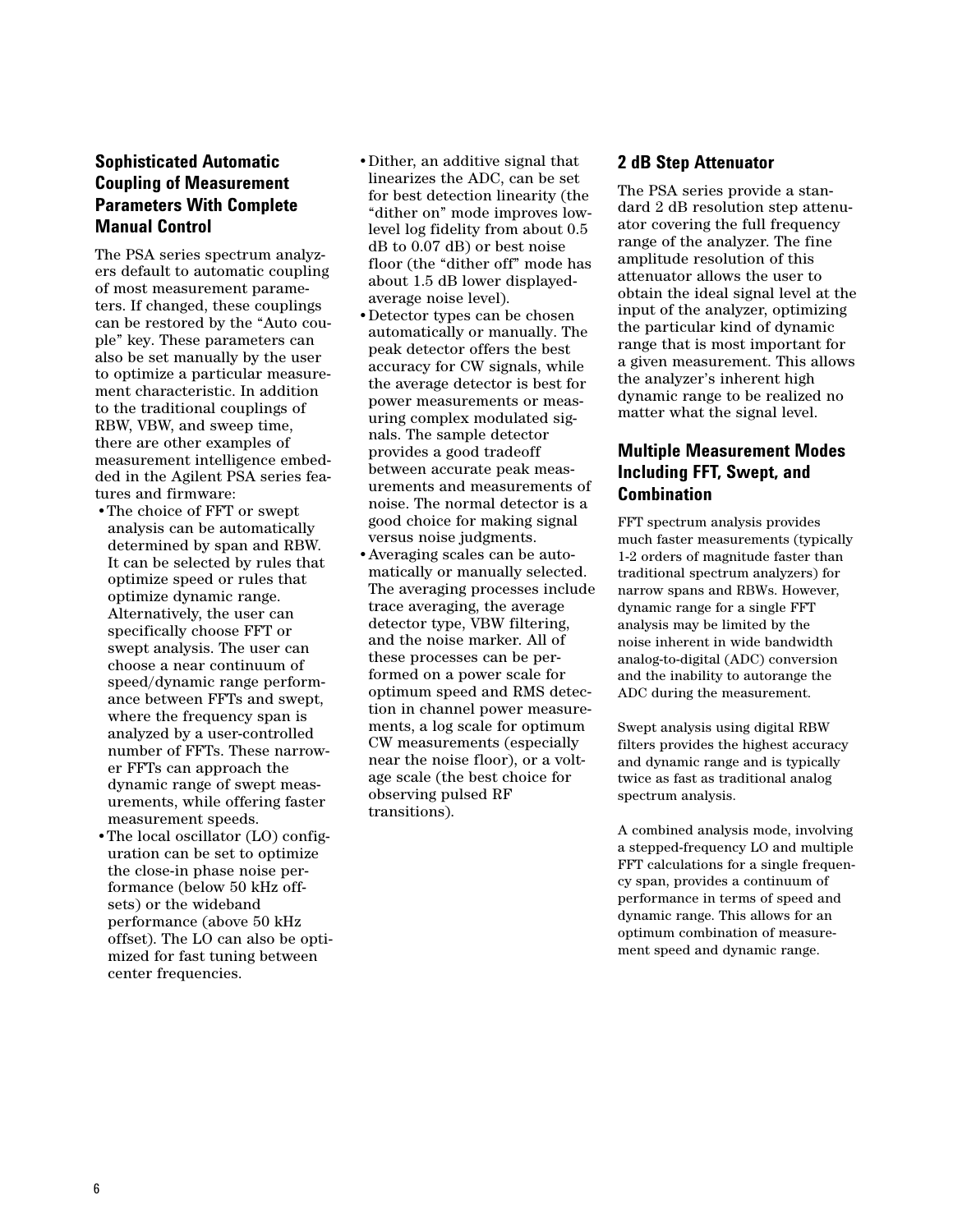## Sophisticated Automatic Coupling of Measurement Parameters With Complete Manual Control

The PSA series spectrum analyzers default to automatic coupling of most measurement parameters. If changed, these couplings can be restored by the "Auto couple" key. These parameters can also be set manually by the user to optimize a particular measurement characteristic. In addition to the traditional couplings of RBW, VBW, and sweep time, there are other examples of measurement intelligence embedded in the Agilent PSA series features and firmware:

- The choice of FFT or swept analysis can be automatically determined by span and RBW. It can be selected by rules that optimize speed or rules that optimize dynamic range. Alternatively, the user can specifically choose FFT or swept analysis. The user can choose a near continuum of speed/dynamic range performance between FFTs and swept, where the frequency span is analyzed by a user-controlled number of FFTs. These narrower FFTs can approach the dynamic range of swept measurements, while offering faster measurement speeds.
- The local oscillator (LO) configuration can be set to optimize the close-in phase noise performance (below 50 kHz offsets) or the wideband performance (above 50 kHz offset). The LO can also be optimized for fast tuning between center frequencies.
- Dither, an additive signal that linearizes the ADC, can be set for best detection linearity (the "dither on" mode improves low-level log fidelity from about 0.5 dB to 0.07 dB) or best noise floor (the "dither off" mode has about 1.5 dB lower displayed-average noise level).
- Detector types can be chosen automatically or manually. The peak detector offers the best accuracy for CW signals, while the average detector is best for power measurements or measuring complex modulated signals. The sample detector provides a good tradeoff between accurate peak measurements and measurements of noise. The normal detector is a good choice for making signal versus noise judgments.
- Averaging scales can be automatically or manually selected. The averaging processes include trace averaging, the average detector type, VBW filtering, and the noise marker. All of these processes can be performed on a power scale for optimum speed and RMS detection in channel power measurements, a log scale for optimum CW measurements (especially near the noise floor), or a voltage scale (the best choice for observing pulsed RF transitions).

## 2 dB Step Attenuator

The PSA series provide a standard 2 dB resolution step attenuator covering the full frequency range of the analyzer. The fine amplitude resolution of this attenuator allows the user to obtain the ideal signal level at the input of the analyzer, optimizing the particular kind of dynamic range that is most important for a given measurement. This allows the analyzer's inherent high dynamic range to be realized no matter what the signal level.

## Multiple Measurement Modes Including FFT, Swept, and Combination

FFT spectrum analysis provides much faster measurements (typically 1-2 orders of magnitude faster than traditional spectrum analyzers) for narrow spans and RBWs. However, dynamic range for a single FFT analysis may be limited by the noise inherent in wide bandwidth analog-to-digital (ADC) conversion and the inability to autorange the ADC during the measurement.

Swept analysis using digital RBW filters provides the highest accuracy and dynamic range and is typically twice as fast as traditional analog spectrum analysis.

A combined analysis mode, involving a stepped-frequency LO and multiple FFT calculations for a single frequency span, provides a continuum of performance in terms of speed and dynamic range. This allows for an optimum combination of measurement speed and dynamic range.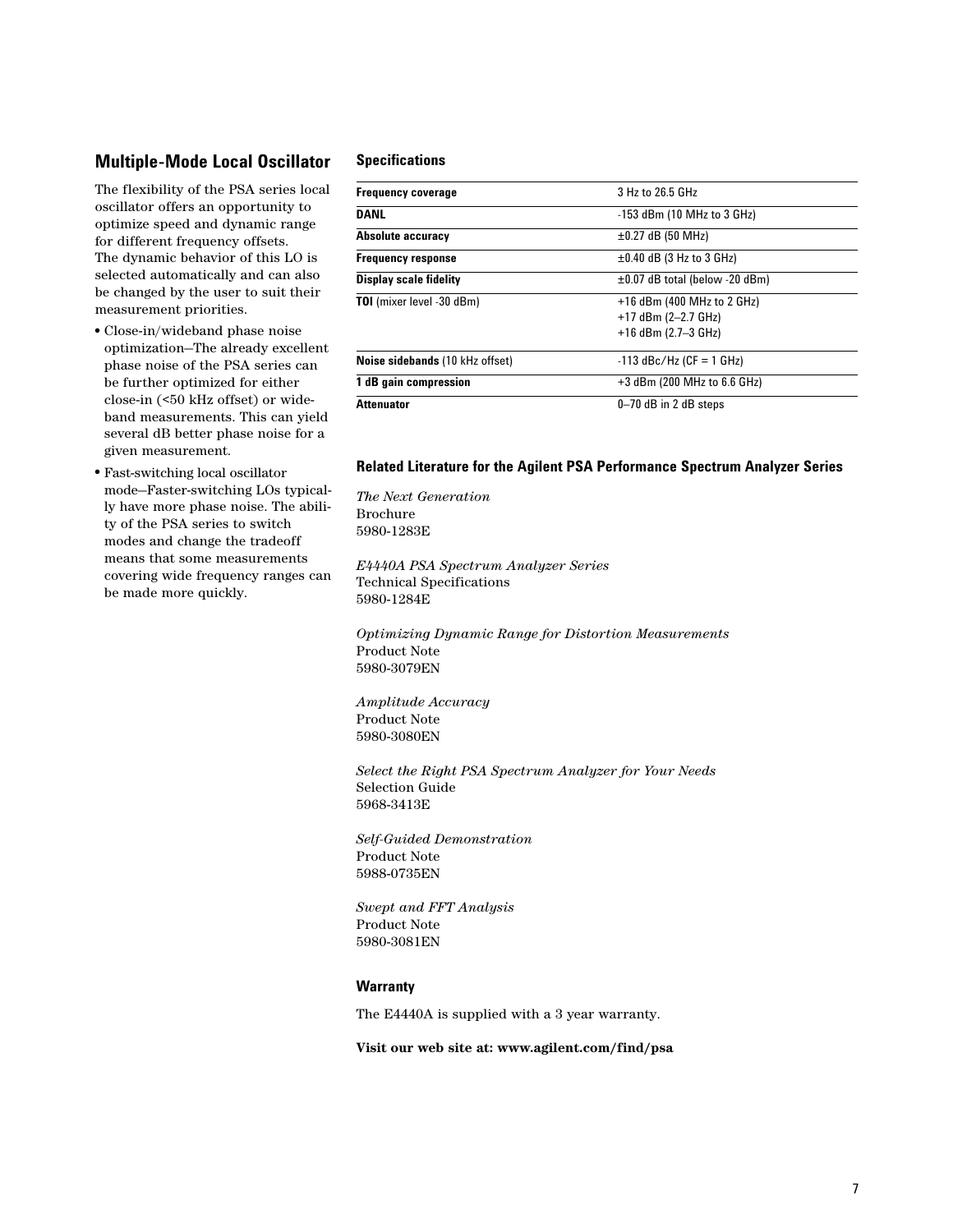## Multiple-Mode Local Oscillator

The flexibility of the PSA series local oscillator offers an opportunity to optimize speed and dynamic range for different frequency offsets. The dynamic behavior of this LO is selected automatically and can also be changed by the user to suit their measurement priorities.

- Close-in/wideband phase noise optimization—The already excellent phase noise of the PSA series can be further optimized for either close-in (<50 kHz offset) or wideband measurements. This can yield several dB better phase noise for a given measurement.
- Fast-switching local oscillator mode—Faster-switching LOs typically have more phase noise. The ability of the PSA series to switch modes and change the tradeoff means that some measurements covering wide frequency ranges can be made more quickly.

### Specifications

| | |
|---|---|
| **Frequency coverage** | 3 Hz to 26.5 GHz |
| **DANL** | -153 dBm (10 MHz to 3 GHz) |
| **Absolute accuracy** | ±0.27 dB (50 MHz) |
| **Frequency response** | ±0.40 dB (3 Hz to 3 GHz) |
| **Display scale fidelity** | ±0.07 dB total (below -20 dBm) |
| **TOI** (mixer level -30 dBm) | +16 dBm (400 MHz to 2 GHz)<br>+17 dBm (2–2.7 GHz)<br>+16 dBm (2.7–3 GHz) |
| **Noise sidebands** (10 kHz offset) | -113 dBc/Hz (CF = 1 GHz) |
| **1 dB gain compression** | +3 dBm (200 MHz to 6.6 GHz) |
| **Attenuator** | 0–70 dB in 2 dB steps |

### Related Literature for the Agilent PSA Performance Spectrum Analyzer Series

*The Next Generation*
Brochure
5980-1283E

*E4440A PSA Spectrum Analyzer Series*
Technical Specifications
5980-1284E

*Optimizing Dynamic Range for Distortion Measurements*
Product Note
5980-3079EN

*Amplitude Accuracy*
Product Note
5980-3080EN

*Select the Right PSA Spectrum Analyzer for Your Needs*
Selection Guide
5968-3413E

*Self-Guided Demonstration*
Product Note
5988-0735EN

*Swept and FFT Analysis*
Product Note
5980-3081EN

### Warranty

The E4440A is supplied with a 3 year warranty.

**Visit our web site at: www.agilent.com/find/psa**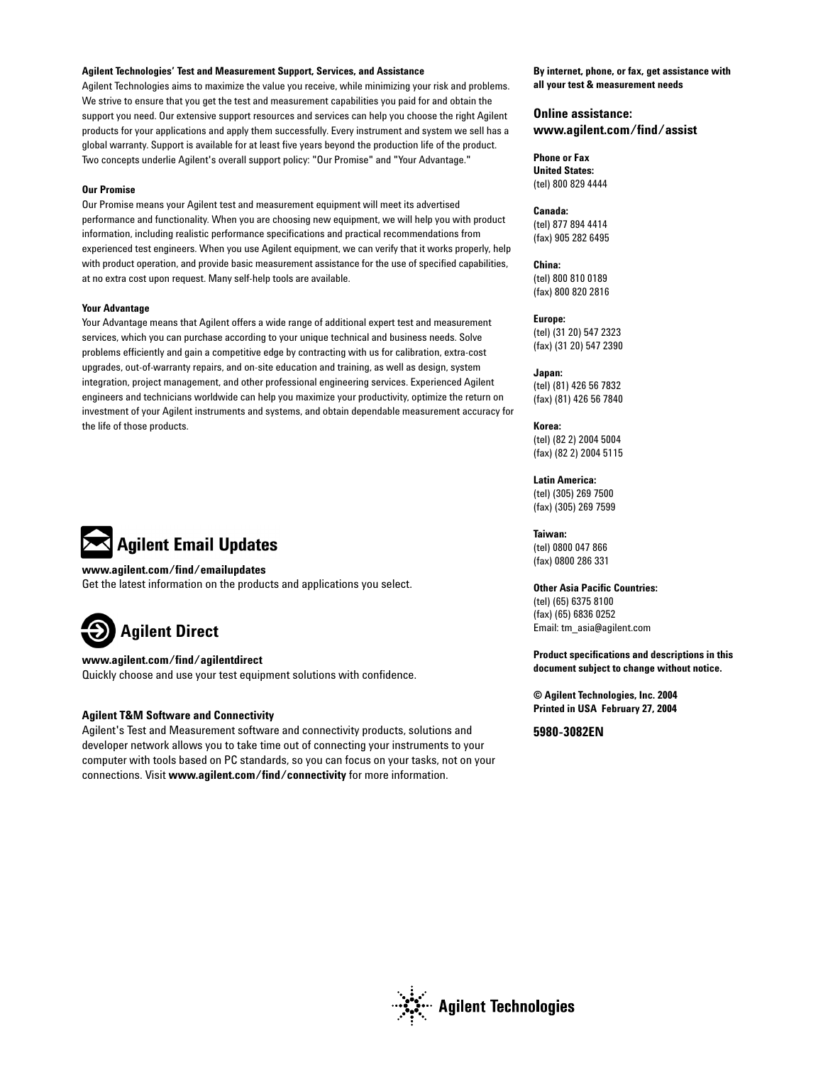**Agilent Technologies' Test and Measurement Support, Services, and Assistance**

Agilent Technologies aims to maximize the value you receive, while minimizing your risk and problems. We strive to ensure that you get the test and measurement capabilities you paid for and obtain the support you need. Our extensive support resources and services can help you choose the right Agilent products for your applications and apply them successfully. Every instrument and system we sell has a global warranty. Support is available for at least five years beyond the production life of the product. Two concepts underlie Agilent's overall support policy: "Our Promise" and "Your Advantage."

**Our Promise**

Our Promise means your Agilent test and measurement equipment will meet its advertised performance and functionality. When you are choosing new equipment, we will help you with product information, including realistic performance specifications and practical recommendations from experienced test engineers. When you use Agilent equipment, we can verify that it works properly, help with product operation, and provide basic measurement assistance for the use of specified capabilities, at no extra cost upon request. Many self-help tools are available.

**Your Advantage**

Your Advantage means that Agilent offers a wide range of additional expert test and measurement services, which you can purchase according to your unique technical and business needs. Solve problems efficiently and gain a competitive edge by contracting with us for calibration, extra-cost upgrades, out-of-warranty repairs, and on-site education and training, as well as design, system integration, project management, and other professional engineering services. Experienced Agilent engineers and technicians worldwide can help you maximize your productivity, optimize the return on investment of your Agilent instruments and systems, and obtain dependable measurement accuracy for the life of those products.

## Agilent Email Updates

**www.agilent.com/find/emailupdates**
Get the latest information on the products and applications you select.

## Agilent Direct

**www.agilent.com/find/agilentdirect**
Quickly choose and use your test equipment solutions with confidence.

**Agilent T&M Software and Connectivity**

Agilent's Test and Measurement software and connectivity products, solutions and developer network allows you to take time out of connecting your instruments to your computer with tools based on PC standards, so you can focus on your tasks, not on your connections. Visit **www.agilent.com/find/connectivity** for more information.

**By internet, phone, or fax, get assistance with all your test & measurement needs**

**Online assistance:**
**www.agilent.com/find/assist**

**Phone or Fax**
**United States:**
(tel) 800 829 4444

**Canada:**
(tel) 877 894 4414
(fax) 905 282 6495

**China:**
(tel) 800 810 0189
(fax) 800 820 2816

**Europe:**
(tel) (31 20) 547 2323
(fax) (31 20) 547 2390

**Japan:**
(tel) (81) 426 56 7832
(fax) (81) 426 56 7840

**Korea:**
(tel) (82 2) 2004 5004
(fax) (82 2) 2004 5115

**Latin America:**
(tel) (305) 269 7500
(fax) (305) 269 7599

**Taiwan:**
(tel) 0800 047 866
(fax) 0800 286 331

**Other Asia Pacific Countries:**
(tel) (65) 6375 8100
(fax) (65) 6836 0252
Email: tm_asia@agilent.com

**Product specifications and descriptions in this document subject to change without notice.**

**© Agilent Technologies, Inc. 2004**
**Printed in USA February 27, 2004**

**5980-3082EN**

Agilent Technologies